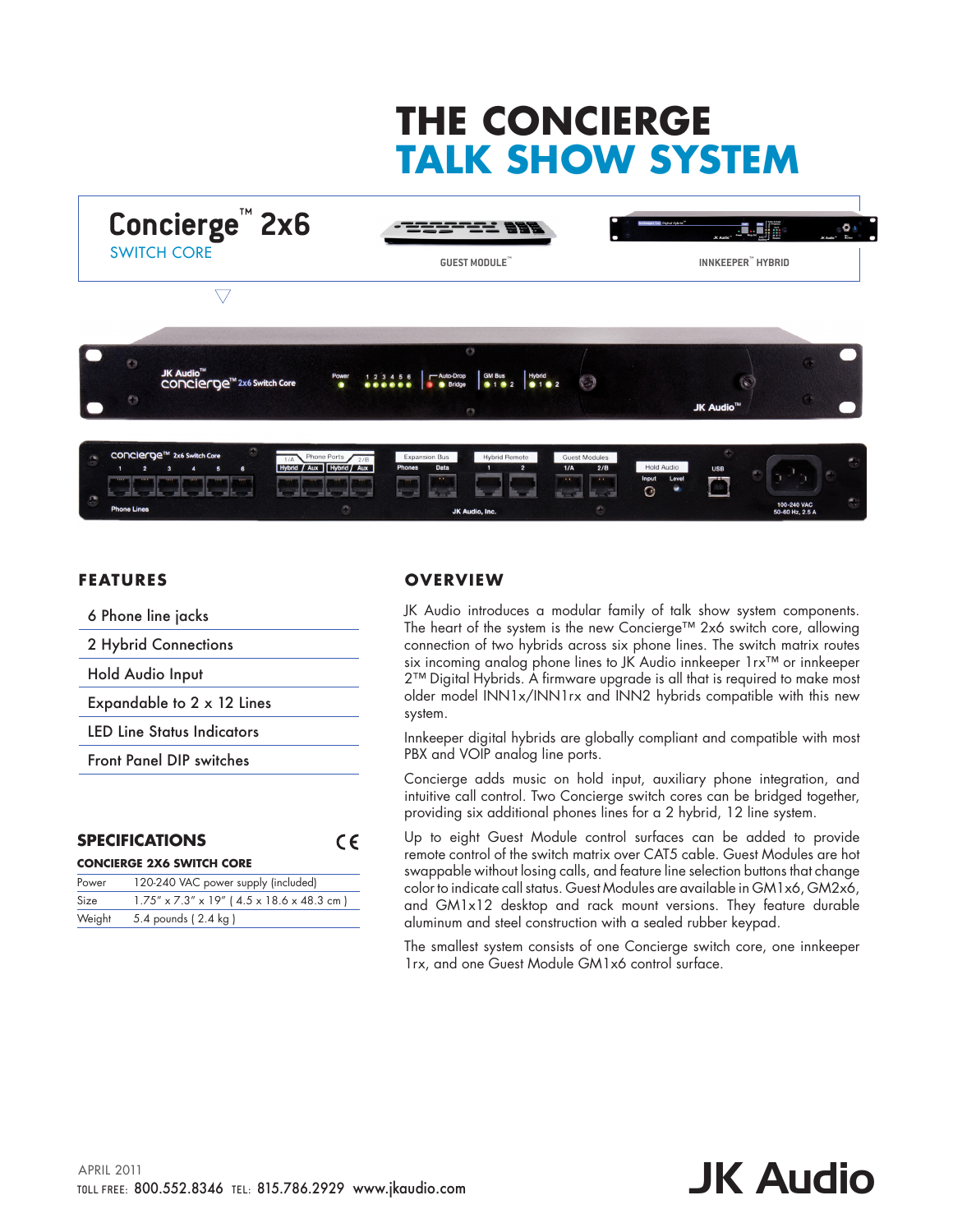# THE CONCIERGE
# TALK SHOW SYSTEM

**Concierge™ 2x6**
SWITCH CORE

GUEST MODULE™

INNKEEPER™ HYBRID

## FEATURES

- 6 Phone line jacks
- 2 Hybrid Connections
- Hold Audio Input
- Expandable to 2 x 12 Lines
- LED Line Status Indicators
- Front Panel DIP switches

## SPECIFICATIONS

**CONCIERGE 2X6 SWITCH CORE**

| | |
|---|---|
| Power | 120-240 VAC power supply (included) |
| Size | 1.75" x 7.3" x 19" ( 4.5 x 18.6 x 48.3 cm ) |
| Weight | 5.4 pounds ( 2.4 kg ) |

## OVERVIEW

JK Audio introduces a modular family of talk show system components. The heart of the system is the new Concierge™ 2x6 switch core, allowing connection of two hybrids across six phone lines. The switch matrix routes six incoming analog phone lines to JK Audio innkeeper 1rx™ or innkeeper 2™ Digital Hybrids. A firmware upgrade is all that is required to make most older model INN1x/INN1rx and INN2 hybrids compatible with this new system.

Innkeeper digital hybrids are globally compliant and compatible with most PBX and VOIP analog line ports.

Concierge adds music on hold input, auxiliary phone integration, and intuitive call control. Two Concierge switch cores can be bridged together, providing six additional phones lines for a 2 hybrid, 12 line system.

Up to eight Guest Module control surfaces can be added to provide remote control of the switch matrix over CAT5 cable. Guest Modules are hot swappable without losing calls, and feature line selection buttons that change color to indicate call status. Guest Modules are available in GM1x6, GM2x6, and GM1x12 desktop and rack mount versions. They feature durable aluminum and steel construction with a sealed rubber keypad.

The smallest system consists of one Concierge switch core, one innkeeper 1rx, and one Guest Module GM1x6 control surface.

APRIL 2011
TOLL FREE: 800.552.8346 TEL: 815.786.2929 www.jkaudio.com

JK Audio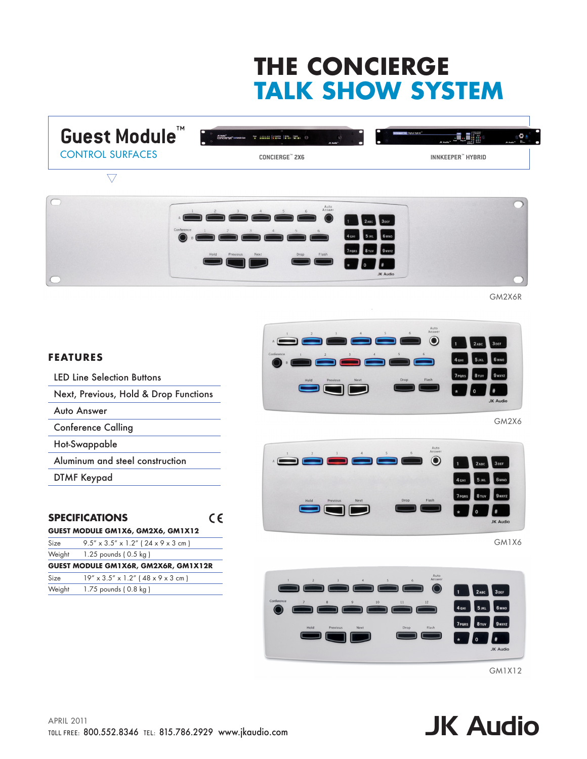# THE CONCIERGE
# TALK SHOW SYSTEM

## Guest Module™
CONTROL SURFACES

CONCIERGE™ 2X6

INNKEEPER™ HYBRID

GM2X6R

GM2X6

GM1X6

GM1X12

### FEATURES

- LED Line Selection Buttons
- Next, Previous, Hold & Drop Functions
- Auto Answer
- Conference Calling
- Hot-Swappable
- Aluminum and steel construction
- DTMF Keypad

### SPECIFICATIONS

CE

| | |
|---|---|
| **GUEST MODULE GM1X6, GM2X6, GM1X12** | |
| Size | 9.5" x 3.5" x 1.2" ( 24 x 9 x 3 cm ) |
| Weight | 1.25 pounds ( 0.5 kg ) |
| **GUEST MODULE GM1X6R, GM2X6R, GM1X12R** | |
| Size | 19" x 3.5" x 1.2" ( 48 x 9 x 3 cm ) |
| Weight | 1.75 pounds ( 0.8 kg ) |

APRIL 2011

TOLL FREE: 800.552.8346 TEL: 815.786.2929 www.jkaudio.com

JK Audio